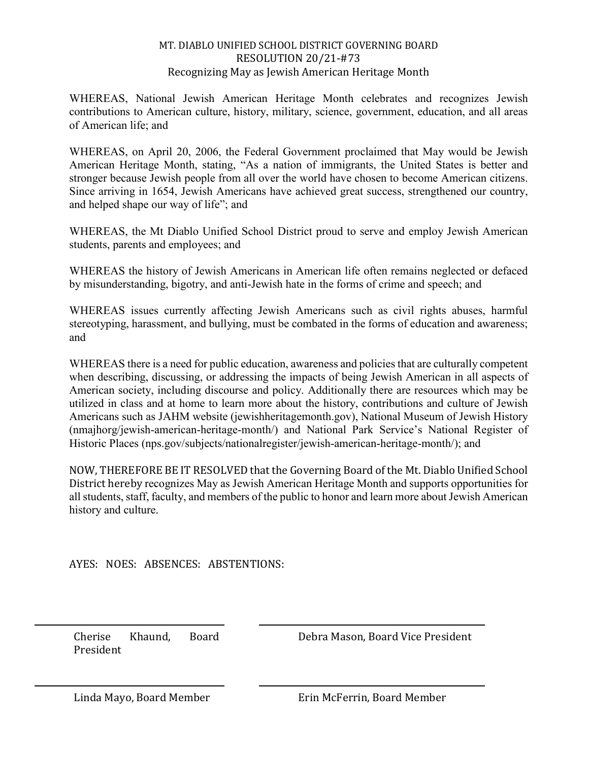# MT. DIABLO UNIFIED SCHOOL DISTRICT GOVERNING BOARD
## RESOLUTION 20/21-#73
### Recognizing May as Jewish American Heritage Month

WHEREAS, National Jewish American Heritage Month celebrates and recognizes Jewish contributions to American culture, history, military, science, government, education, and all areas of American life; and

WHEREAS, on April 20, 2006, the Federal Government proclaimed that May would be Jewish American Heritage Month, stating, "As a nation of immigrants, the United States is better and stronger because Jewish people from all over the world have chosen to become American citizens. Since arriving in 1654, Jewish Americans have achieved great success, strengthened our country, and helped shape our way of life"; and

WHEREAS, the Mt Diablo Unified School District proud to serve and employ Jewish American students, parents and employees; and

WHEREAS the history of Jewish Americans in American life often remains neglected or defaced by misunderstanding, bigotry, and anti-Jewish hate in the forms of crime and speech; and

WHEREAS issues currently affecting Jewish Americans such as civil rights abuses, harmful stereotyping, harassment, and bullying, must be combated in the forms of education and awareness; and

WHEREAS there is a need for public education, awareness and policies that are culturally competent when describing, discussing, or addressing the impacts of being Jewish American in all aspects of American society, including discourse and policy. Additionally there are resources which may be utilized in class and at home to learn more about the history, contributions and culture of Jewish Americans such as JAHM website (jewishheritagemonth.gov), National Museum of Jewish History (nmajhorg/jewish-american-heritage-month/) and National Park Service's National Register of Historic Places (nps.gov/subjects/nationalregister/jewish-american-heritage-month/); and

NOW, THEREFORE BE IT RESOLVED that the Governing Board of the Mt. Diablo Unified School District hereby recognizes May as Jewish American Heritage Month and supports opportunities for all students, staff, faculty, and members of the public to honor and learn more about Jewish American history and culture.

AYES: NOES: ABSENCES: ABSTENTIONS:

| | |
|---|---|
| Cherise Khaund, Board President | Debra Mason, Board Vice President |
| Linda Mayo, Board Member | Erin McFerrin, Board Member |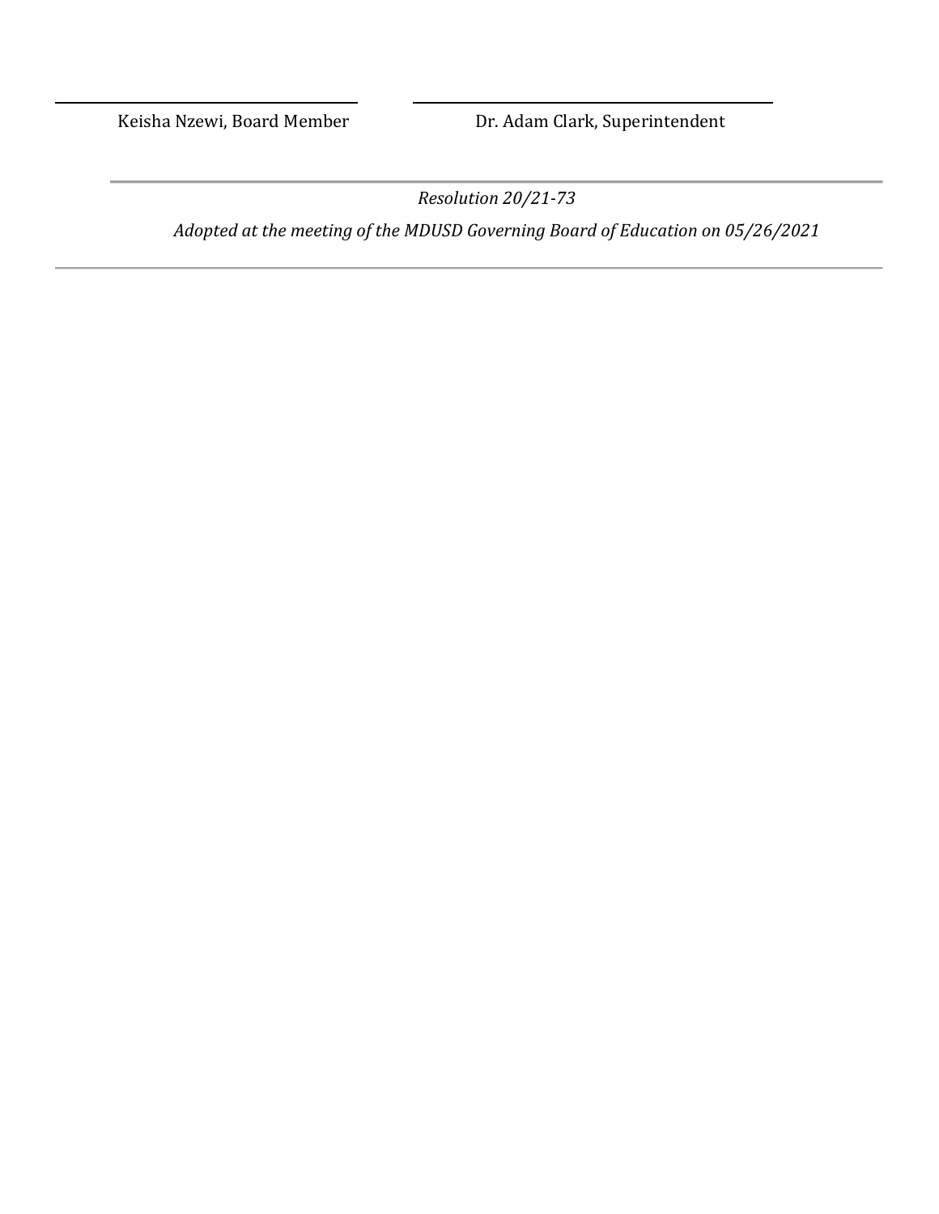Keisha Nzewi, Board Member

Dr. Adam Clark, Superintendent

---

*Resolution 20/21-73*

*Adopted at the meeting of the MDUSD Governing Board of Education on 05/26/2021*

---